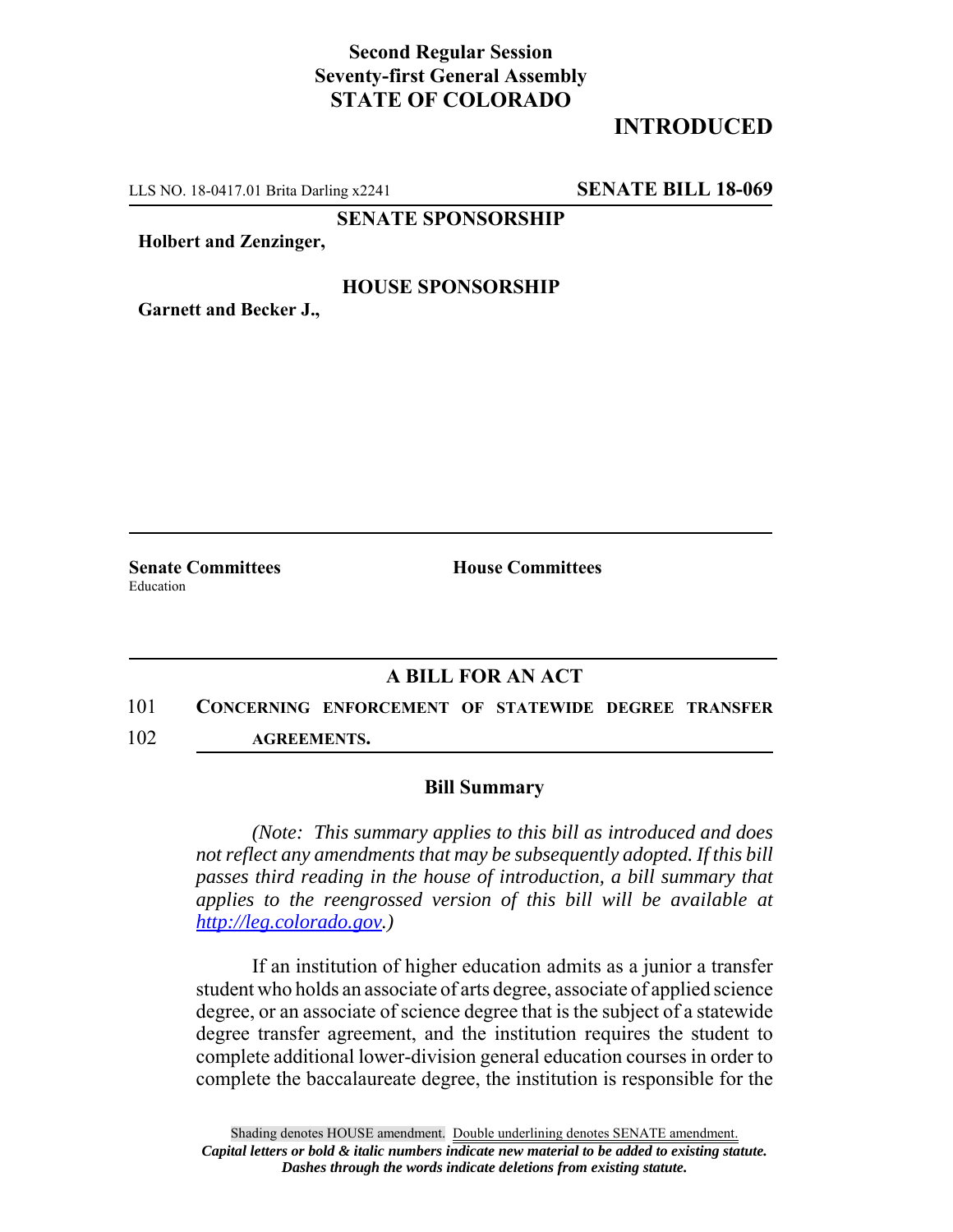**Second Regular Session**
**Seventy-first General Assembly**
**STATE OF COLORADO**

# INTRODUCED

LLS NO. 18-0417.01 Brita Darling x2241 **SENATE BILL 18-069**

**SENATE SPONSORSHIP**

**Holbert and Zenzinger,**

**HOUSE SPONSORSHIP**

**Garnett and Becker J.,**

**Senate Committees**
Education

**House Committees**

## A BILL FOR AN ACT

101 **CONCERNING ENFORCEMENT OF STATEWIDE DEGREE TRANSFER**
102 **AGREEMENTS.**

### Bill Summary

*(Note: This summary applies to this bill as introduced and does not reflect any amendments that may be subsequently adopted. If this bill passes third reading in the house of introduction, a bill summary that applies to the reengrossed version of this bill will be available at http://leg.colorado.gov.)*

If an institution of higher education admits as a junior a transfer student who holds an associate of arts degree, associate of applied science degree, or an associate of science degree that is the subject of a statewide degree transfer agreement, and the institution requires the student to complete additional lower-division general education courses in order to complete the baccalaureate degree, the institution is responsible for the

Shading denotes HOUSE amendment. Double underlining denotes SENATE amendment.
***Capital letters or bold & italic numbers indicate new material to be added to existing statute.***
***Dashes through the words indicate deletions from existing statute.***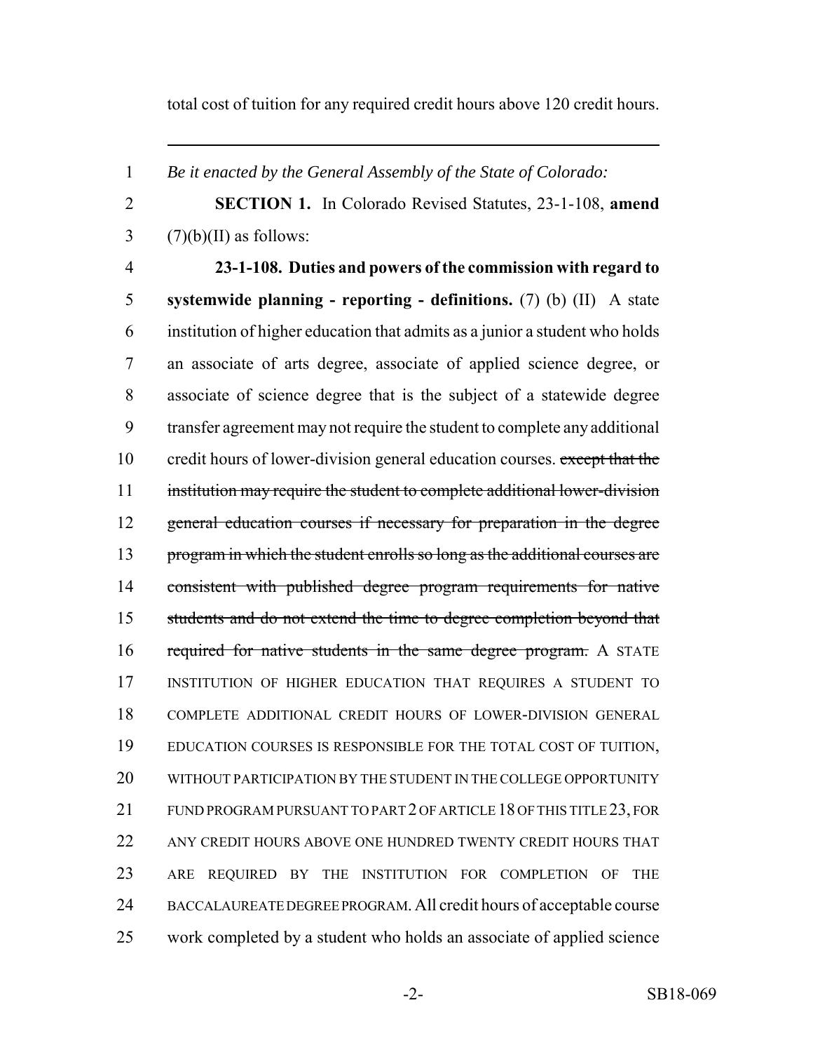total cost of tuition for any required credit hours above 120 credit hours.

---

*Be it enacted by the General Assembly of the State of Colorado:*

**SECTION 1.** In Colorado Revised Statutes, 23-1-108, **amend** (7)(b)(II) as follows:

**23-1-108. Duties and powers of the commission with regard to systemwide planning - reporting - definitions.** (7) (b) (II) A state institution of higher education that admits as a junior a student who holds an associate of arts degree, associate of applied science degree, or associate of science degree that is the subject of a statewide degree transfer agreement may not require the student to complete any additional credit hours of lower-division general education courses. ~~except that the institution may require the student to complete additional lower-division general education courses if necessary for preparation in the degree program in which the student enrolls so long as the additional courses are consistent with published degree program requirements for native students and do not extend the time to degree completion beyond that required for native students in the same degree program.~~ A STATE INSTITUTION OF HIGHER EDUCATION THAT REQUIRES A STUDENT TO COMPLETE ADDITIONAL CREDIT HOURS OF LOWER-DIVISION GENERAL EDUCATION COURSES IS RESPONSIBLE FOR THE TOTAL COST OF TUITION, WITHOUT PARTICIPATION BY THE STUDENT IN THE COLLEGE OPPORTUNITY FUND PROGRAM PURSUANT TO PART 2 OF ARTICLE 18 OF THIS TITLE 23, FOR ANY CREDIT HOURS ABOVE ONE HUNDRED TWENTY CREDIT HOURS THAT ARE REQUIRED BY THE INSTITUTION FOR COMPLETION OF THE BACCALAUREATE DEGREE PROGRAM. All credit hours of acceptable course work completed by a student who holds an associate of applied science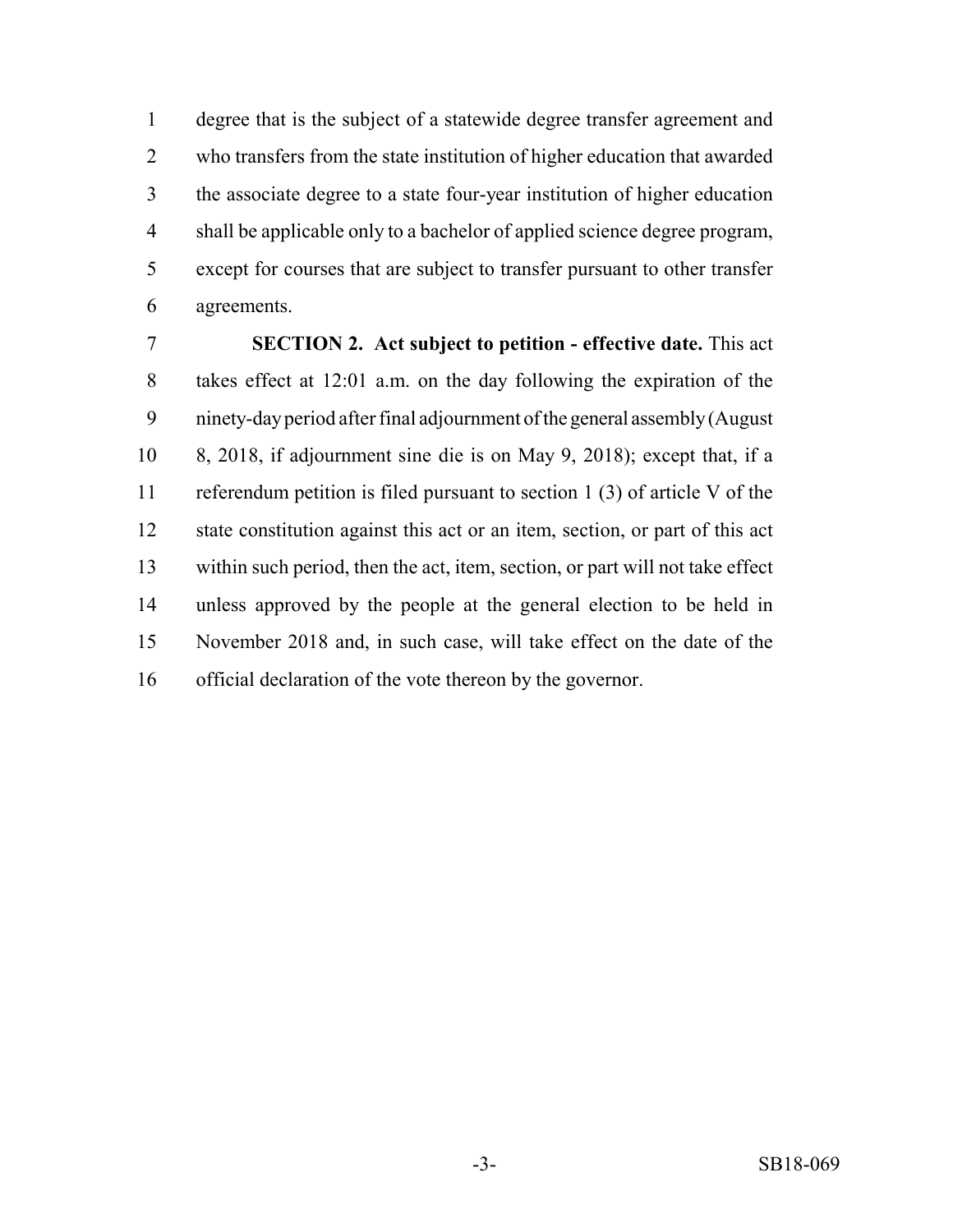degree that is the subject of a statewide degree transfer agreement and who transfers from the state institution of higher education that awarded the associate degree to a state four-year institution of higher education shall be applicable only to a bachelor of applied science degree program, except for courses that are subject to transfer pursuant to other transfer agreements.

**SECTION 2. Act subject to petition - effective date.** This act takes effect at 12:01 a.m. on the day following the expiration of the ninety-day period after final adjournment of the general assembly (August 8, 2018, if adjournment sine die is on May 9, 2018); except that, if a referendum petition is filed pursuant to section 1 (3) of article V of the state constitution against this act or an item, section, or part of this act within such period, then the act, item, section, or part will not take effect unless approved by the people at the general election to be held in November 2018 and, in such case, will take effect on the date of the official declaration of the vote thereon by the governor.